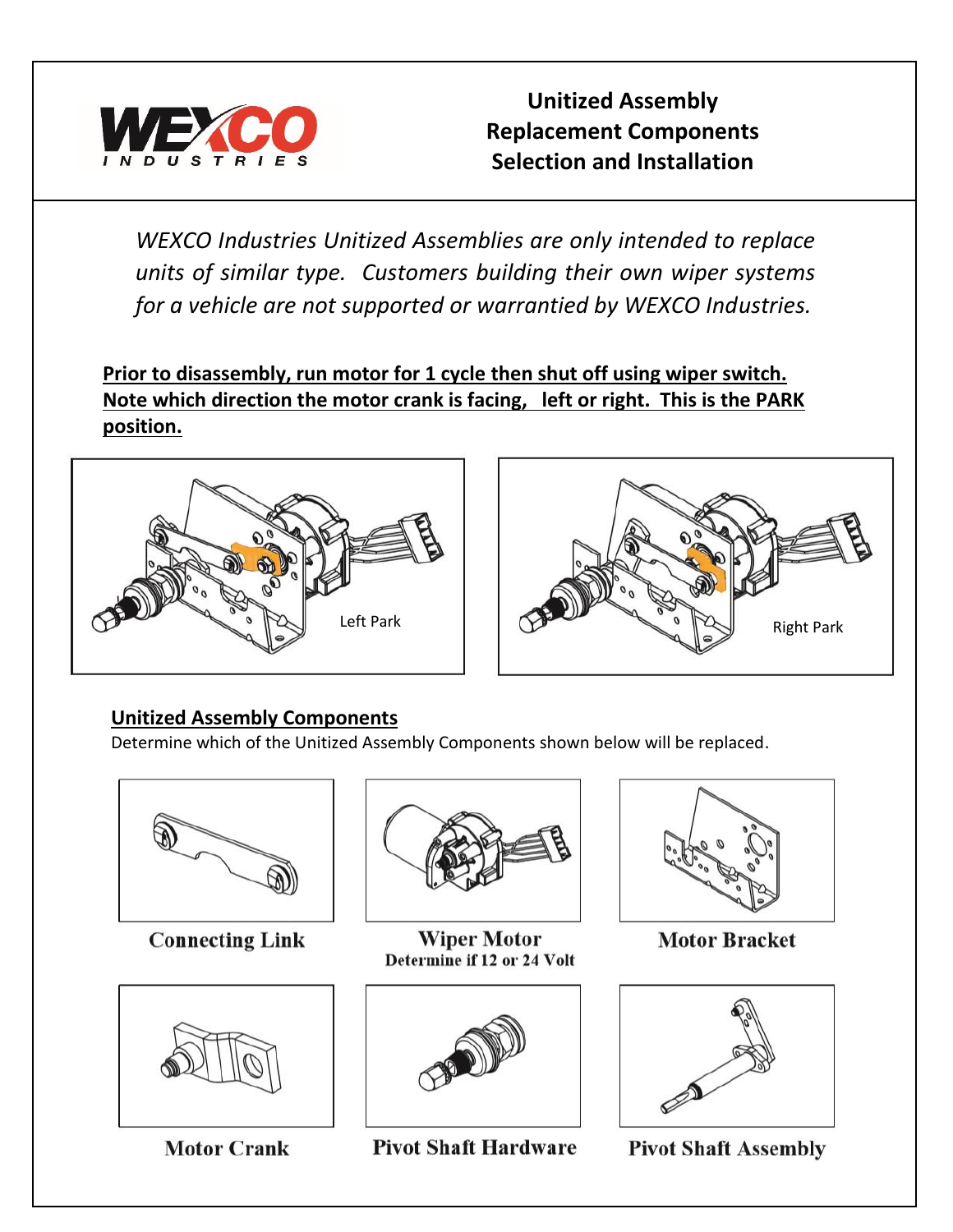**Unitized Assembly**
**Replacement Components**
**Selection and Installation**

*WEXCO Industries Unitized Assemblies are only intended to replace units of similar type. Customers building their own wiper systems for a vehicle are not supported or warrantied by WEXCO Industries.*

**Prior to disassembly, run motor for 1 cycle then shut off using wiper switch. Note which direction the motor crank is facing, left or right. This is the PARK position.**

Left Park

Right Park

## Unitized Assembly Components

Determine which of the Unitized Assembly Components shown below will be replaced.

Connecting Link

Wiper Motor
Determine if 12 or 24 Volt

Motor Bracket

Motor Crank

Pivot Shaft Hardware

Pivot Shaft Assembly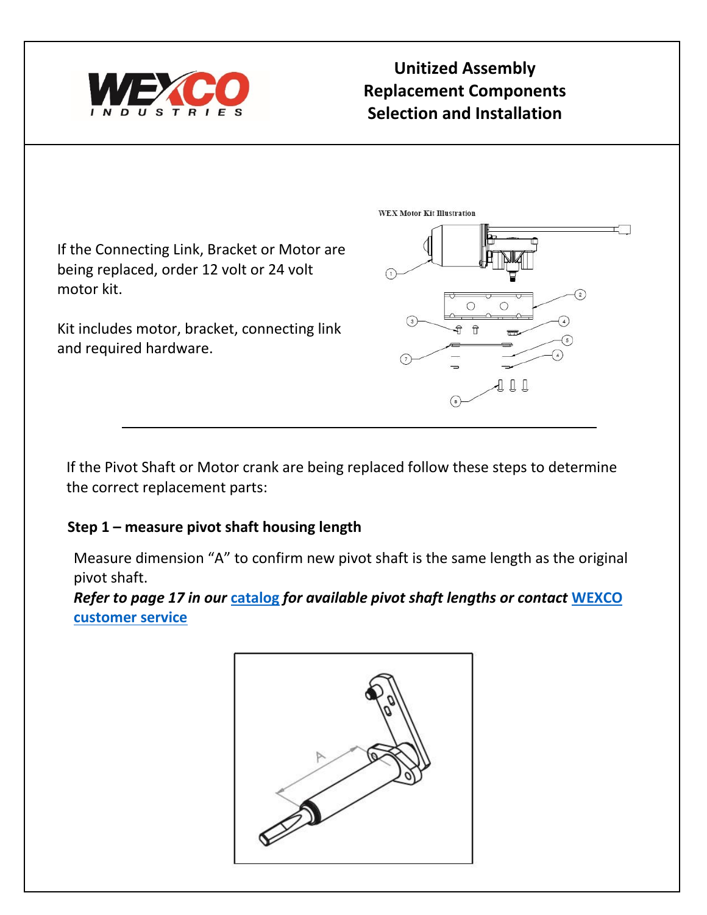# Unitized Assembly Replacement Components Selection and Installation

If the Connecting Link, Bracket or Motor are being replaced, order 12 volt or 24 volt motor kit.

Kit includes motor, bracket, connecting link and required hardware.

WEX Motor Kit Illustration

---

If the Pivot Shaft or Motor crank are being replaced follow these steps to determine the correct replacement parts:

**Step 1 – measure pivot shaft housing length**

Measure dimension "A" to confirm new pivot shaft is the same length as the original pivot shaft.

***Refer to page 17 in our catalog for available pivot shaft lengths or contact WEXCO customer service***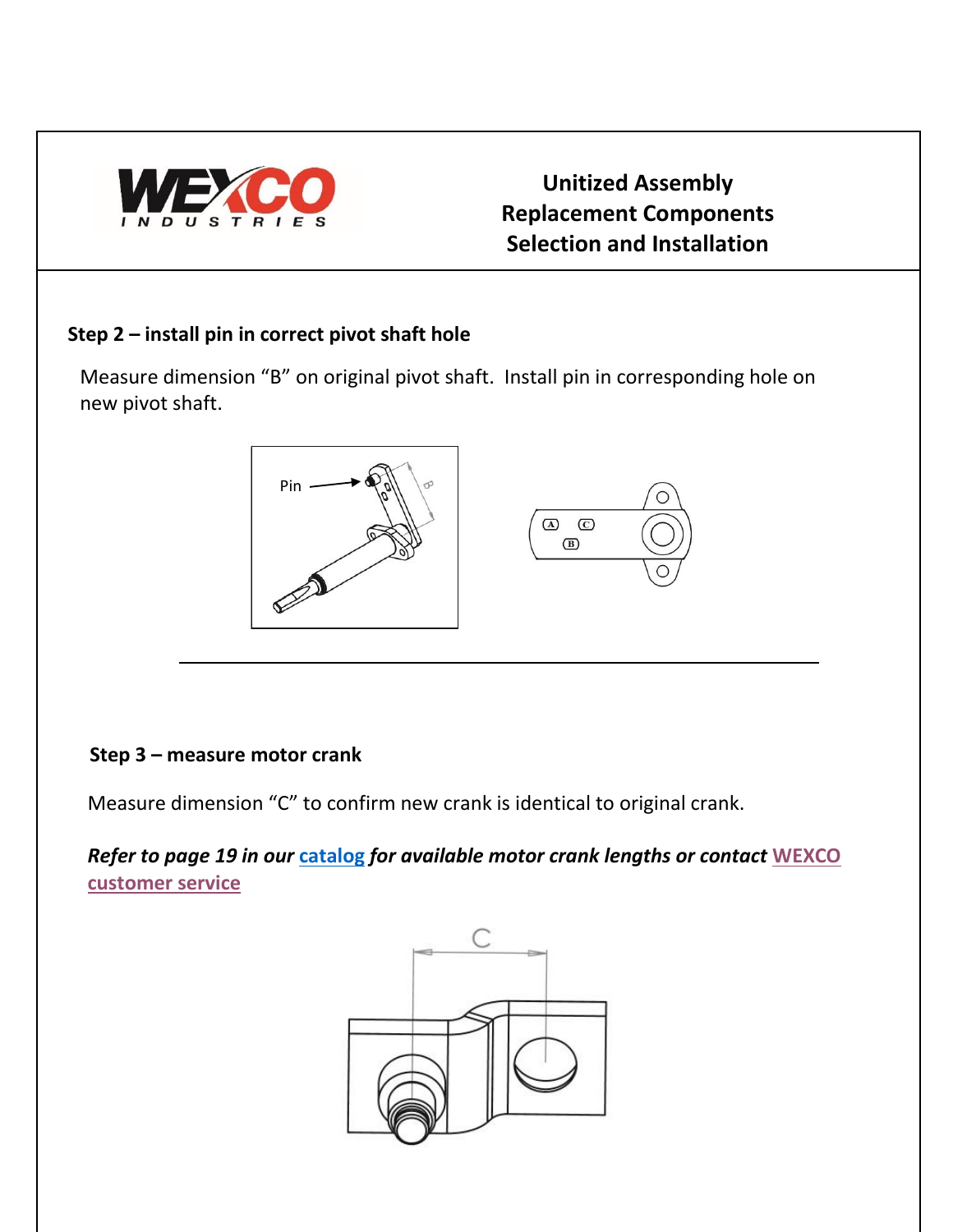**Unitized Assembly Replacement Components Selection and Installation**

## Step 2 – install pin in correct pivot shaft hole

Measure dimension “B” on original pivot shaft. Install pin in corresponding hole on new pivot shaft.

## Step 3 – measure motor crank

Measure dimension “C” to confirm new crank is identical to original crank.

***Refer to page 19 in our catalog for available motor crank lengths or contact WEXCO customer service***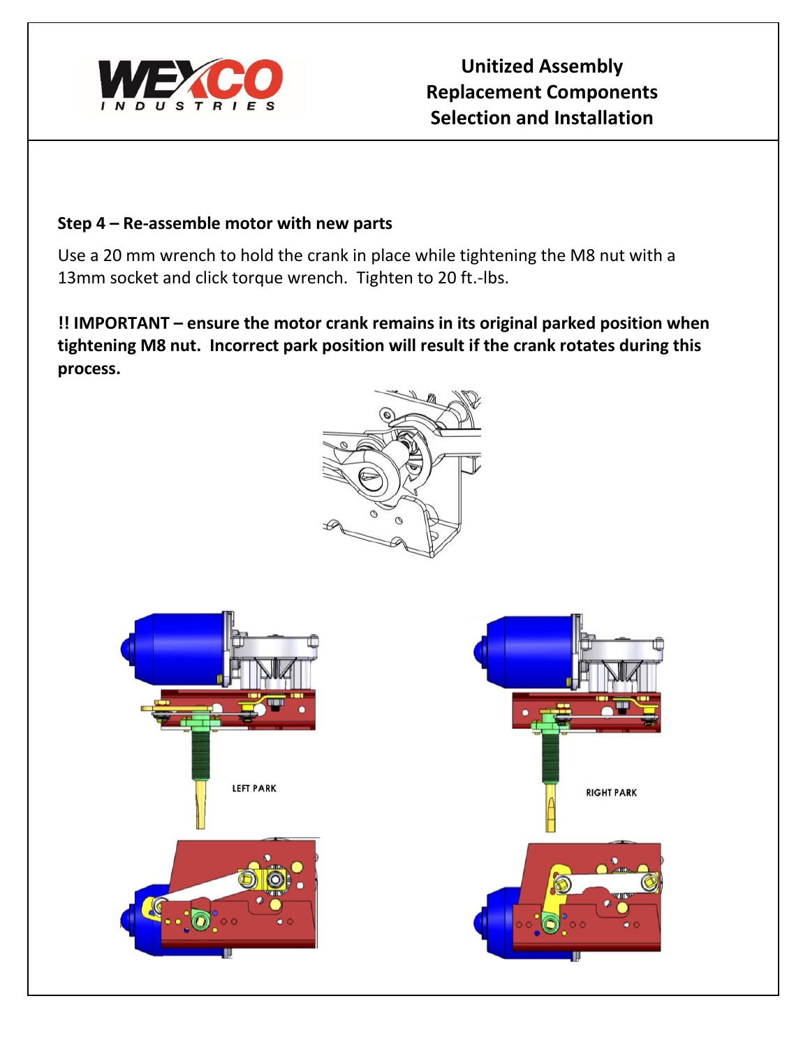Unitized Assembly
Replacement Components
Selection and Installation

### Step 4 – Re-assemble motor with new parts

Use a 20 mm wrench to hold the crank in place while tightening the M8 nut with a 13mm socket and click torque wrench. Tighten to 20 ft.-lbs.

**!! IMPORTANT – ensure the motor crank remains in its original parked position when tightening M8 nut. Incorrect park position will result if the crank rotates during this process.**

LEFT PARK

RIGHT PARK